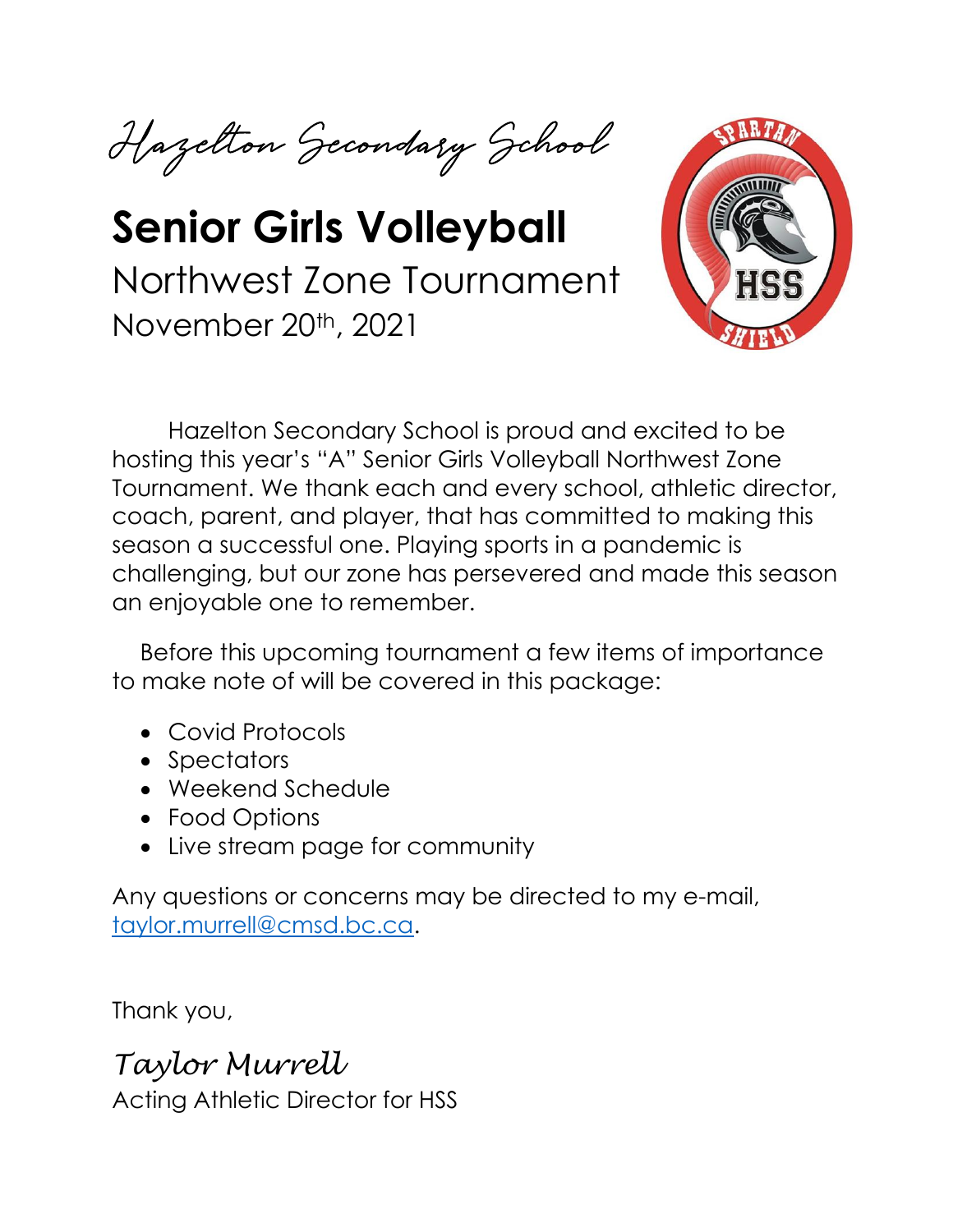Hazelton Secondary School

# Senior Girls Volleyball

## Northwest Zone Tournament

November 20th, 2021

Hazelton Secondary School is proud and excited to be hosting this year's "A" Senior Girls Volleyball Northwest Zone Tournament. We thank each and every school, athletic director, coach, parent, and player, that has committed to making this season a successful one. Playing sports in a pandemic is challenging, but our zone has persevered and made this season an enjoyable one to remember.

Before this upcoming tournament a few items of importance to make note of will be covered in this package:

- Covid Protocols
- Spectators
- Weekend Schedule
- Food Options
- Live stream page for community

Any questions or concerns may be directed to my e-mail, [taylor.murrell@cmsd.bc.ca](mailto:taylor.murrell@cmsd.bc.ca).

Thank you,

*Taylor Murrell*

Acting Athletic Director for HSS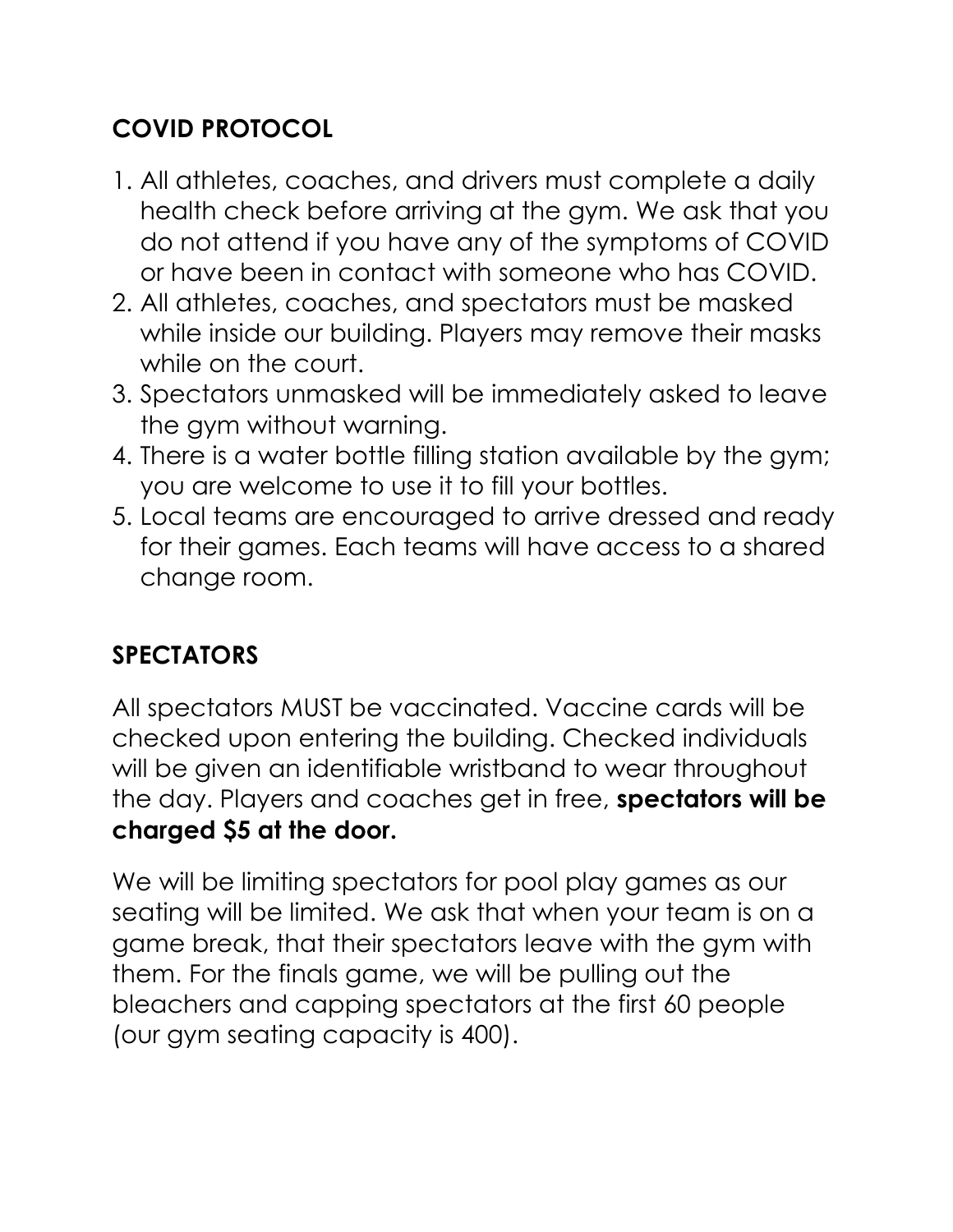## COVID PROTOCOL

1. All athletes, coaches, and drivers must complete a daily health check before arriving at the gym. We ask that you do not attend if you have any of the symptoms of COVID or have been in contact with someone who has COVID.
2. All athletes, coaches, and spectators must be masked while inside our building. Players may remove their masks while on the court.
3. Spectators unmasked will be immediately asked to leave the gym without warning.
4. There is a water bottle filling station available by the gym; you are welcome to use it to fill your bottles.
5. Local teams are encouraged to arrive dressed and ready for their games. Each teams will have access to a shared change room.

## SPECTATORS

All spectators MUST be vaccinated. Vaccine cards will be checked upon entering the building. Checked individuals will be given an identifiable wristband to wear throughout the day. Players and coaches get in free, **spectators will be charged $5 at the door.**

We will be limiting spectators for pool play games as our seating will be limited. We ask that when your team is on a game break, that their spectators leave with the gym with them. For the finals game, we will be pulling out the bleachers and capping spectators at the first 60 people (our gym seating capacity is 400).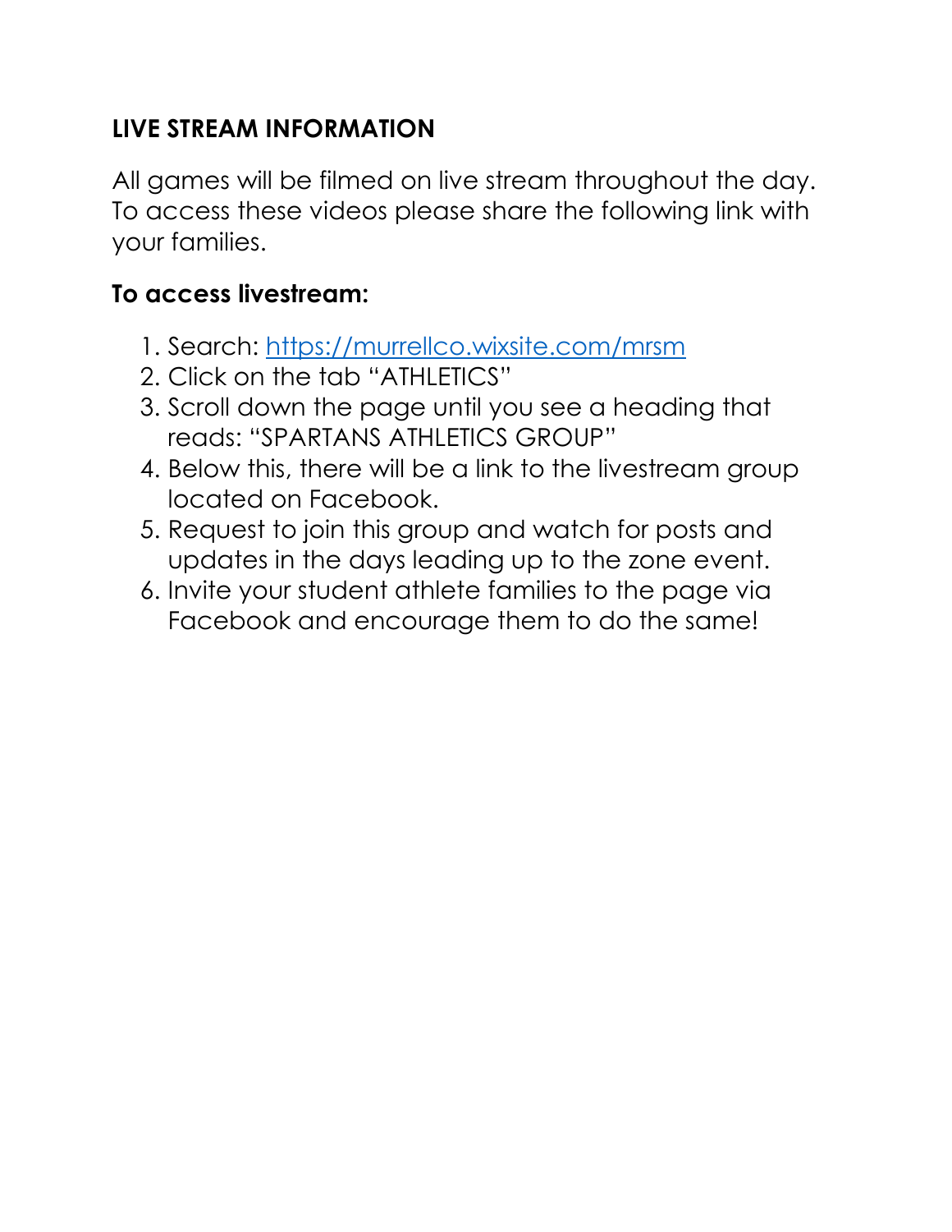## LIVE STREAM INFORMATION

All games will be filmed on live stream throughout the day. To access these videos please share the following link with your families.

**To access livestream:**

1. Search: https://murrellco.wixsite.com/mrsm
2. Click on the tab "ATHLETICS"
3. Scroll down the page until you see a heading that reads: "SPARTANS ATHLETICS GROUP"
4. Below this, there will be a link to the livestream group located on Facebook.
5. Request to join this group and watch for posts and updates in the days leading up to the zone event.
6. Invite your student athlete families to the page via Facebook and encourage them to do the same!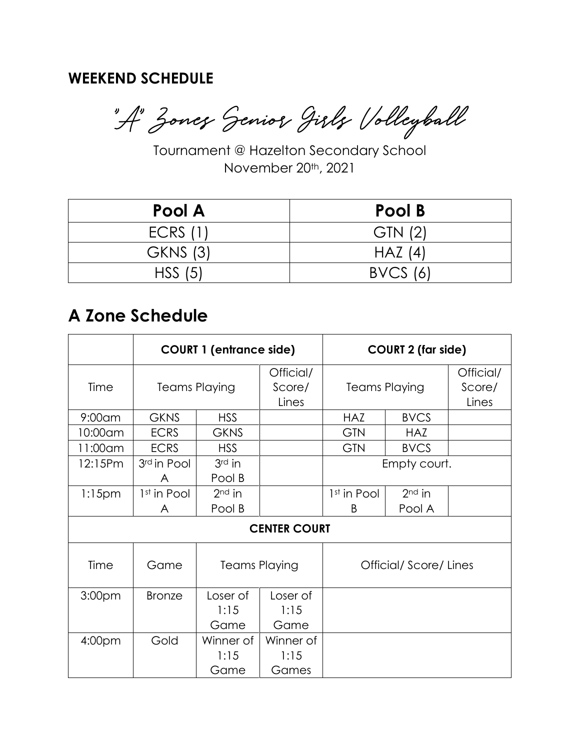## WEEKEND SCHEDULE

"A" Zones Senior Girls Volleyball

Tournament @ Hazelton Secondary School
November 20th, 2021

| Pool A | Pool B |
|---|---|
| ECRS (1) | GTN (2) |
| GKNS (3) | HAZ (4) |
| HSS (5) | BVCS (6) |

# A Zone Schedule

| | COURT 1 (entrance side) | | | COURT 2 (far side) | | |
|---|---|---|---|---|---|---|
| Time | Teams Playing | | Official/ Score/ Lines | Teams Playing | | Official/ Score/ Lines |
| 9:00am | GKNS | HSS | | HAZ | BVCS | |
| 10:00am | ECRS | GKNS | | GTN | HAZ | |
| 11:00am | ECRS | HSS | | GTN | BVCS | |
| 12:15Pm | 3rd in Pool A | 3rd in Pool B | | Empty court. | | |
| 1:15pm | 1st in Pool A | 2nd in Pool B | | 1st in Pool B | 2nd in Pool A | |

| CENTER COURT | | | | |
|---|---|---|---|---|
| Time | Game | Teams Playing | | Official/ Score/ Lines |
| 3:00pm | Bronze | Loser of 1:15 Game | Loser of 1:15 Game | |
| 4:00pm | Gold | Winner of 1:15 Game | Winner of 1:15 Games | |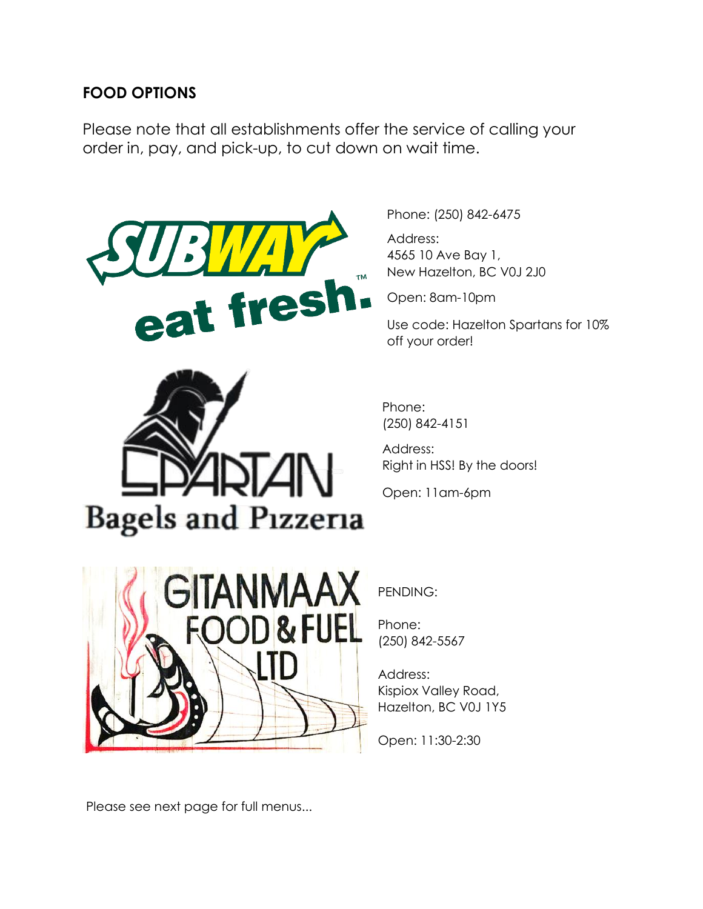**FOOD OPTIONS**

Please note that all establishments offer the service of calling your order in, pay, and pick-up, to cut down on wait time.

SUBWAY eat fresh.

Phone: (250) 842-6475

Address:
4565 10 Ave Bay 1,
New Hazelton, BC V0J 2J0

Open: 8am-10pm

Use code: Hazelton Spartans for 10% off your order!

SPARTAN Bagels and Pizzeria

Phone:
(250) 842-4151

Address:
Right in HSS! By the doors!

Open: 11am-6pm

GITANMAAX FOOD & FUEL LTD

PENDING:

Phone:
(250) 842-5567

Address:
Kispiox Valley Road,
Hazelton, BC V0J 1Y5

Open: 11:30-2:30

Please see next page for full menus...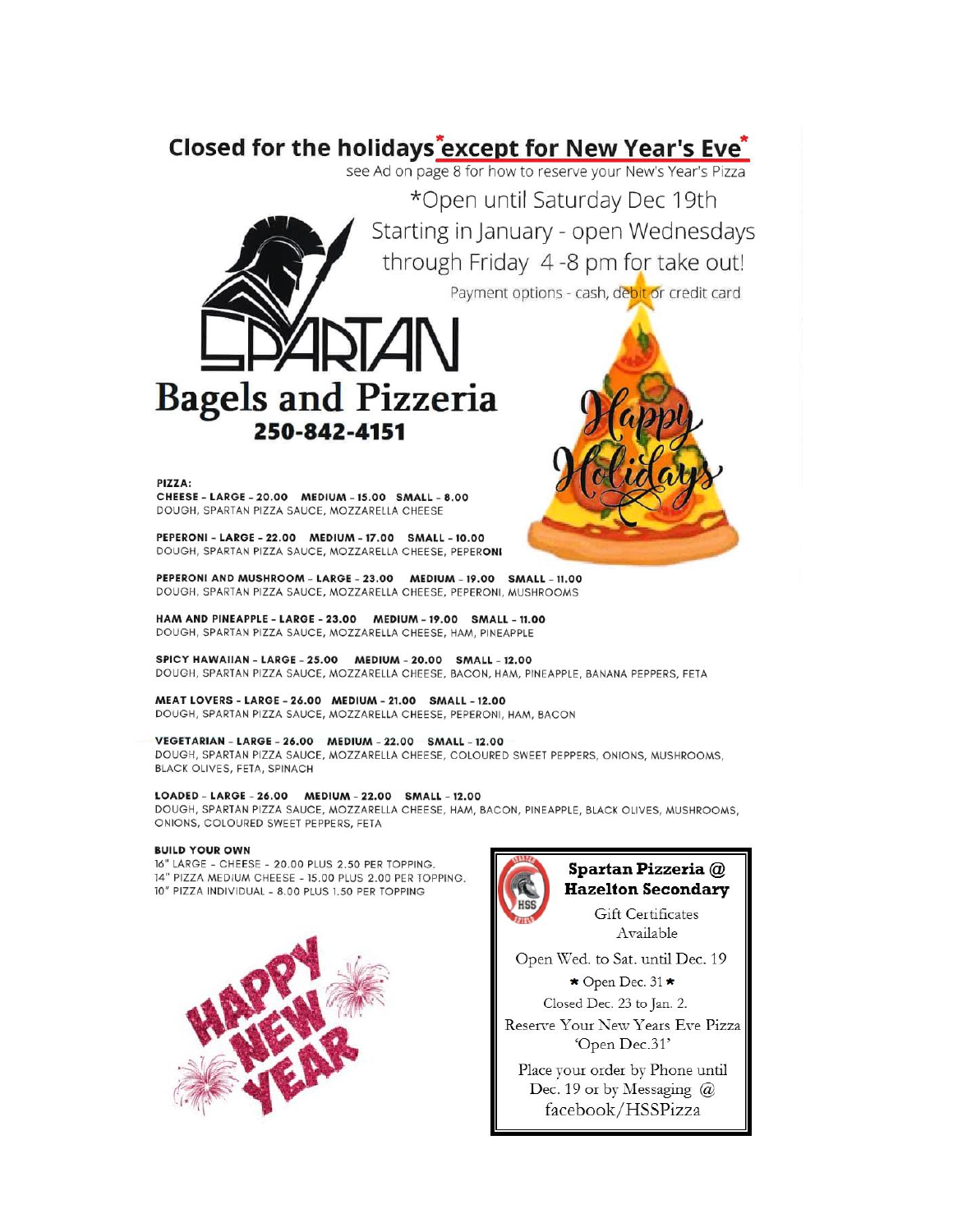# Closed for the holidays *except for New Year's Eve*

see Ad on page 8 for how to reserve your New's Year's Pizza

*Open until Saturday Dec 19th

Starting in January - open Wednesdays through Friday 4 -8 pm for take out!

Payment options - cash, debit or credit card

## SPARTAN Bagels and Pizzeria

**250-842-4151**

Happy Holidays

**PIZZA:**

**CHEESE - LARGE - 20.00 MEDIUM - 15.00 SMALL - 8.00**
DOUGH, SPARTAN PIZZA SAUCE, MOZZARELLA CHEESE

**PEPERONI - LARGE - 22.00 MEDIUM - 17.00 SMALL - 10.00**
DOUGH, SPARTAN PIZZA SAUCE, MOZZARELLA CHEESE, PEPERONI

**PEPERONI AND MUSHROOM - LARGE - 23.00 MEDIUM - 19.00 SMALL - 11.00**
DOUGH, SPARTAN PIZZA SAUCE, MOZZARELLA CHEESE, PEPERONI, MUSHROOMS

**HAM AND PINEAPPLE - LARGE - 23.00 MEDIUM - 19.00 SMALL - 11.00**
DOUGH, SPARTAN PIZZA SAUCE, MOZZARELLA CHEESE, HAM, PINEAPPLE

**SPICY HAWAIIAN - LARGE - 25.00 MEDIUM - 20.00 SMALL - 12.00**
DOUGH, SPARTAN PIZZA SAUCE, MOZZARELLA CHEESE, BACON, HAM, PINEAPPLE, BANANA PEPPERS, FETA

**MEAT LOVERS - LARGE - 26.00 MEDIUM - 21.00 SMALL - 12.00**
DOUGH, SPARTAN PIZZA SAUCE, MOZZARELLA CHEESE, PEPERONI, HAM, BACON

**VEGETARIAN - LARGE - 26.00 MEDIUM - 22.00 SMALL - 12.00**
DOUGH, SPARTAN PIZZA SAUCE, MOZZARELLA CHEESE, COLOURED SWEET PEPPERS, ONIONS, MUSHROOMS, BLACK OLIVES, FETA, SPINACH

**LOADED - LARGE - 26.00 MEDIUM - 22.00 SMALL - 12.00**
DOUGH, SPARTAN PIZZA SAUCE, MOZZARELLA CHEESE, HAM, BACON, PINEAPPLE, BLACK OLIVES, MUSHROOMS, ONIONS, COLOURED SWEET PEPPERS, FETA

**BUILD YOUR OWN**
16" LARGE - CHEESE - 20.00 PLUS 2.50 PER TOPPING.
14" PIZZA MEDIUM CHEESE - 15.00 PLUS 2.00 PER TOPPING.
10" PIZZA INDIVIDUAL - 8.00 PLUS 1.50 PER TOPPING

HAPPY NEW YEAR

**Spartan Pizzeria @ Hazelton Secondary**

Gift Certificates Available

Open Wed. to Sat. until Dec. 19

★ Open Dec. 31 ★

Closed Dec. 23 to Jan. 2.

Reserve Your New Years Eve Pizza 'Open Dec.31'

Place your order by Phone until Dec. 19 or by Messaging @ facebook/HSSPizza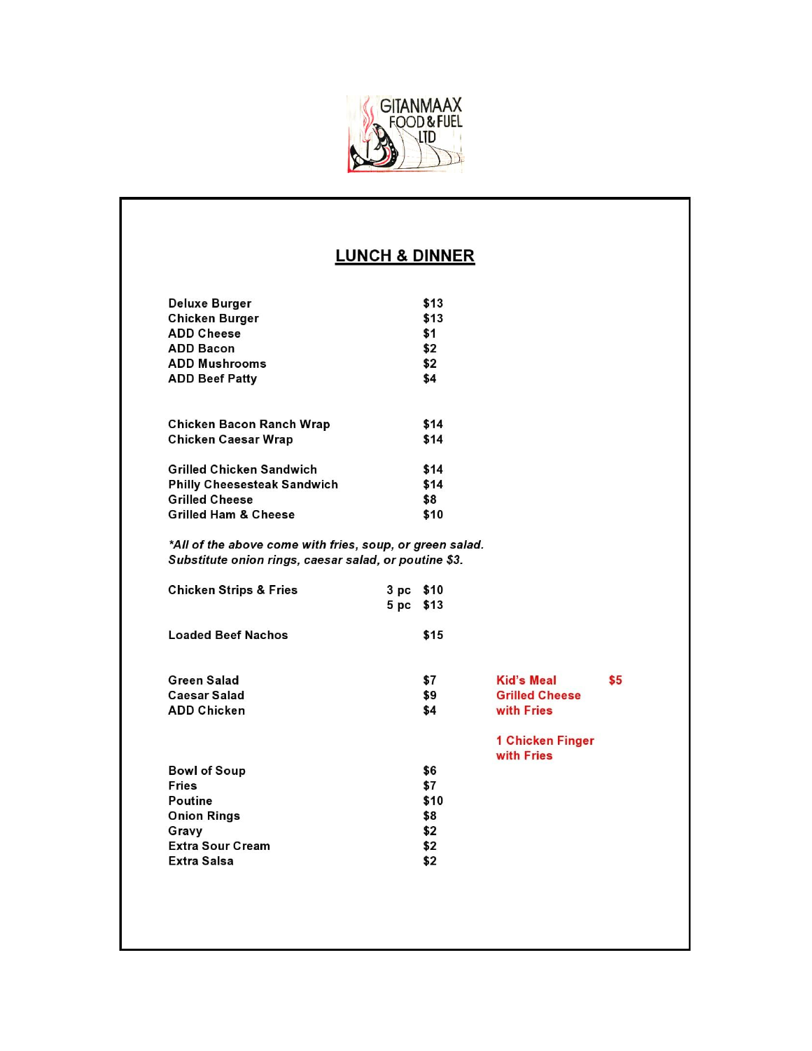GITANMAAX FOOD & FUEL LTD

## LUNCH & DINNER

| | |
|---|---|
| Deluxe Burger | $13 |
| Chicken Burger | $13 |
| ADD Cheese | $1 |
| ADD Bacon | $2 |
| ADD Mushrooms | $2 |
| ADD Beef Patty | $4 |

| | |
|---|---|
| Chicken Bacon Ranch Wrap | $14 |
| Chicken Caesar Wrap | $14 |
| Grilled Chicken Sandwich | $14 |
| Philly Cheesesteak Sandwich | $14 |
| Grilled Cheese | $8 |
| Grilled Ham & Cheese | $10 |

*\*All of the above come with fries, soup, or green salad.*
*Substitute onion rings, caesar salad, or poutine $3.*

| | | |
|---|---|---|
| Chicken Strips & Fries | 3 pc | $10 |
| | 5 pc | $13 |
| Loaded Beef Nachos | | $15 |

| | |
|---|---|
| Green Salad | $7 |
| Caesar Salad | $9 |
| ADD Chicken | $4 |

**Kid's Meal $5**
Grilled Cheese with Fries

1 Chicken Finger with Fries

| | |
|---|---|
| Bowl of Soup | $6 |
| Fries | $7 |
| Poutine | $10 |
| Onion Rings | $8 |
| Gravy | $2 |
| Extra Sour Cream | $2 |
| Extra Salsa | $2 |